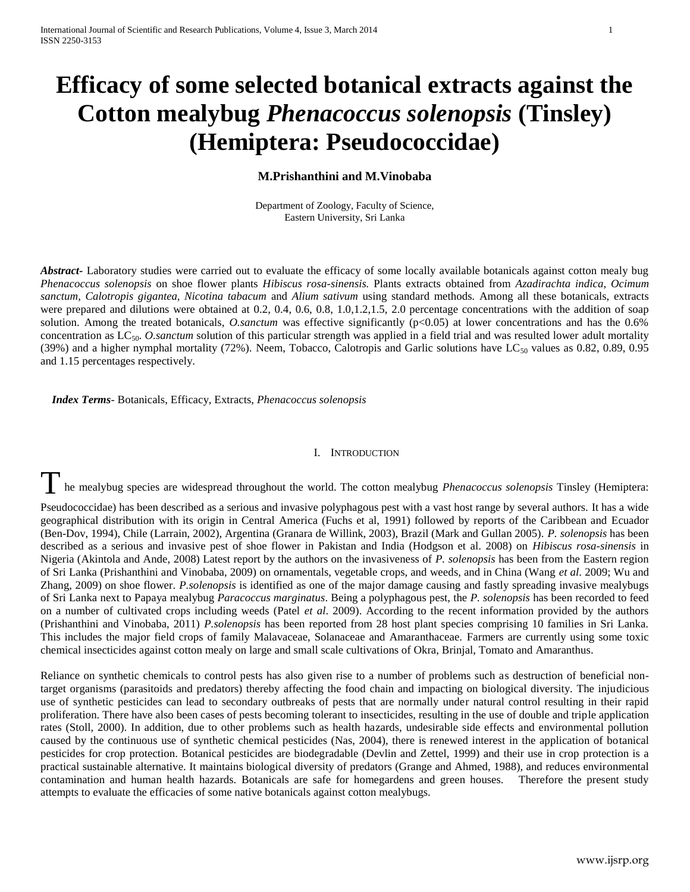# Efficacy of some selected botanical extracts against the Cotton mealybug *Phenacoccus solenopsis* (Tinsley) (Hemiptera: Pseudococcidae)

**M.Prishanthini and M.Vinobaba**

Department of Zoology, Faculty of Science,
Eastern University, Sri Lanka

***Abstract-*** Laboratory studies were carried out to evaluate the efficacy of some locally available botanicals against cotton mealy bug *Phenacoccus solenopsis* on shoe flower plants *Hibiscus rosa-sinensis.* Plants extracts obtained from *Azadirachta indica, Ocimum sanctum, Calotropis gigantea, Nicotina tabacum* and *Alium sativum* using standard methods. Among all these botanicals, extracts were prepared and dilutions were obtained at 0.2, 0.4, 0.6, 0.8, 1.0,1.2,1.5, 2.0 percentage concentrations with the addition of soap solution. Among the treated botanicals, *O.sanctum* was effective significantly ($p<0.05$) at lower concentrations and has the 0.6% concentration as $LC_{50}$. *O.sanctum* solution of this particular strength was applied in a field trial and was resulted lower adult mortality (39%) and a higher nymphal mortality (72%). Neem, Tobacco, Calotropis and Garlic solutions have $LC_{50}$ values as 0.82, 0.89, 0.95 and 1.15 percentages respectively.

***Index Terms*-** Botanicals, Efficacy, Extracts, *Phenacoccus solenopsis*

## I. Introduction

The mealybug species are widespread throughout the world. The cotton mealybug *Phenacoccus solenopsis* Tinsley (Hemiptera: Pseudococcidae) has been described as a serious and invasive polyphagous pest with a vast host range by several authors. It has a wide geographical distribution with its origin in Central America (Fuchs et al, 1991) followed by reports of the Caribbean and Ecuador (Ben-Dov, 1994), Chile (Larrain, 2002), Argentina (Granara de Willink, 2003), Brazil (Mark and Gullan 2005). *P. solenopsis* has been described as a serious and invasive pest of shoe flower in Pakistan and India (Hodgson et al. 2008) on *Hibiscus rosa-sinensis* in Nigeria (Akintola and Ande, 2008) Latest report by the authors on the invasiveness of *P. solenopsis* has been from the Eastern region of Sri Lanka (Prishanthini and Vinobaba, 2009) on ornamentals, vegetable crops, and weeds, and in China (Wang *et al*. 2009; Wu and Zhang, 2009) on shoe flower. *P.solenopsis* is identified as one of the major damage causing and fastly spreading invasive mealybugs of Sri Lanka next to Papaya mealybug *Paracoccus marginatus*. Being a polyphagous pest, the *P. solenopsis* has been recorded to feed on a number of cultivated crops including weeds (Patel *et al*. 2009). According to the recent information provided by the authors (Prishanthini and Vinobaba, 2011) *P.solenopsis* has been reported from 28 host plant species comprising 10 families in Sri Lanka. This includes the major field crops of family Malavaceae, Solanaceae and Amaranthaceae. Farmers are currently using some toxic chemical insecticides against cotton mealy on large and small scale cultivations of Okra, Brinjal, Tomato and Amaranthus.

Reliance on synthetic chemicals to control pests has also given rise to a number of problems such as destruction of beneficial non-target organisms (parasitoids and predators) thereby affecting the food chain and impacting on biological diversity. The injudicious use of synthetic pesticides can lead to secondary outbreaks of pests that are normally under natural control resulting in their rapid proliferation. There have also been cases of pests becoming tolerant to insecticides, resulting in the use of double and triple application rates (Stoll, 2000). In addition, due to other problems such as health hazards, undesirable side effects and environmental pollution caused by the continuous use of synthetic chemical pesticides (Nas, 2004), there is renewed interest in the application of botanical pesticides for crop protection. Botanical pesticides are biodegradable (Devlin and Zettel, 1999) and their use in crop protection is a practical sustainable alternative. It maintains biological diversity of predators (Grange and Ahmed, 1988), and reduces environmental contamination and human health hazards. Botanicals are safe for homegardens and green houses. Therefore the present study attempts to evaluate the efficacies of some native botanicals against cotton mealybugs.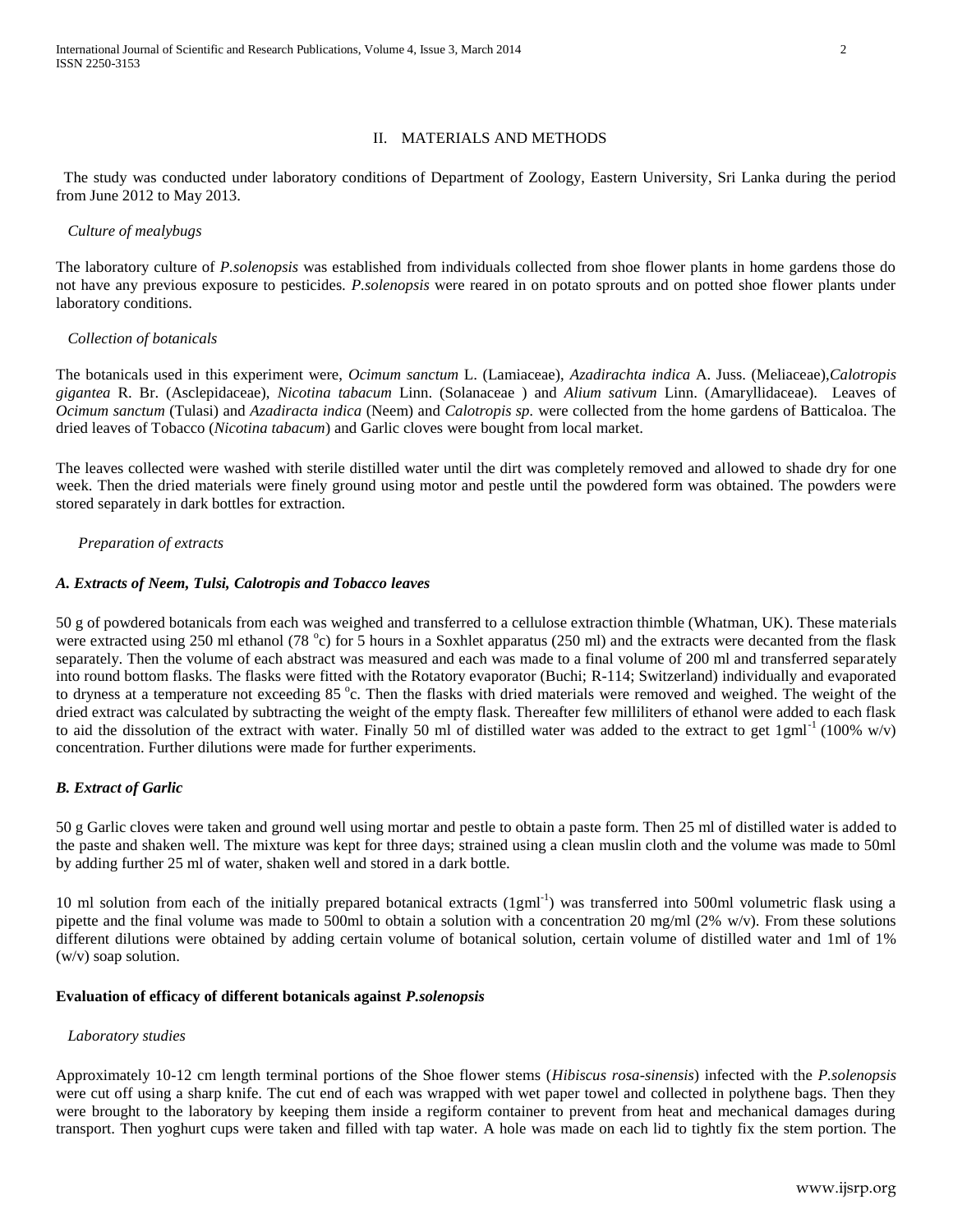## II. MATERIALS AND METHODS

The study was conducted under laboratory conditions of Department of Zoology, Eastern University, Sri Lanka during the period from June 2012 to May 2013.

*Culture of mealybugs*

The laboratory culture of *P.solenopsis* was established from individuals collected from shoe flower plants in home gardens those do not have any previous exposure to pesticides. *P.solenopsis* were reared in on potato sprouts and on potted shoe flower plants under laboratory conditions.

*Collection of botanicals*

The botanicals used in this experiment were, *Ocimum sanctum* L. (Lamiaceae), *Azadirachta indica* A. Juss. (Meliaceae),*Calotropis gigantea* R. Br. (Asclepidaceae), *Nicotina tabacum* Linn. (Solanaceae ) and *Alium sativum* Linn. (Amaryllidaceae). Leaves of *Ocimum sanctum* (Tulasi) and *Azadiracta indica* (Neem) and *Calotropis sp.* were collected from the home gardens of Batticaloa. The dried leaves of Tobacco (*Nicotina tabacum*) and Garlic cloves were bought from local market.

The leaves collected were washed with sterile distilled water until the dirt was completely removed and allowed to shade dry for one week. Then the dried materials were finely ground using motor and pestle until the powdered form was obtained. The powders were stored separately in dark bottles for extraction.

*Preparation of extracts*

***A. Extracts of Neem, Tulsi, Calotropis and Tobacco leaves***

50 g of powdered botanicals from each was weighed and transferred to a cellulose extraction thimble (Whatman, UK). These materials were extracted using 250 ml ethanol (78 $^{o}$c) for 5 hours in a Soxhlet apparatus (250 ml) and the extracts were decanted from the flask separately. Then the volume of each abstract was measured and each was made to a final volume of 200 ml and transferred separately into round bottom flasks. The flasks were fitted with the Rotatory evaporator (Buchi; R-114; Switzerland) individually and evaporated to dryness at a temperature not exceeding 85 $^{o}$c. Then the flasks with dried materials were removed and weighed. The weight of the dried extract was calculated by subtracting the weight of the empty flask. Thereafter few milliliters of ethanol were added to each flask to aid the dissolution of the extract with water. Finally 50 ml of distilled water was added to the extract to get 1gml$^{-1}$ (100% w/v) concentration. Further dilutions were made for further experiments.

***B. Extract of Garlic***

50 g Garlic cloves were taken and ground well using mortar and pestle to obtain a paste form. Then 25 ml of distilled water is added to the paste and shaken well. The mixture was kept for three days; strained using a clean muslin cloth and the volume was made to 50ml by adding further 25 ml of water, shaken well and stored in a dark bottle.

10 ml solution from each of the initially prepared botanical extracts (1gml$^{-1}$) was transferred into 500ml volumetric flask using a pipette and the final volume was made to 500ml to obtain a solution with a concentration 20 mg/ml (2% w/v). From these solutions different dilutions were obtained by adding certain volume of botanical solution, certain volume of distilled water and 1ml of 1% (w/v) soap solution.

**Evaluation of efficacy of different botanicals against *P.solenopsis***

*Laboratory studies*

Approximately 10-12 cm length terminal portions of the Shoe flower stems (*Hibiscus rosa-sinensis*) infected with the *P.solenopsis* were cut off using a sharp knife. The cut end of each was wrapped with wet paper towel and collected in polythene bags. Then they were brought to the laboratory by keeping them inside a regiform container to prevent from heat and mechanical damages during transport. Then yoghurt cups were taken and filled with tap water. A hole was made on each lid to tightly fix the stem portion. The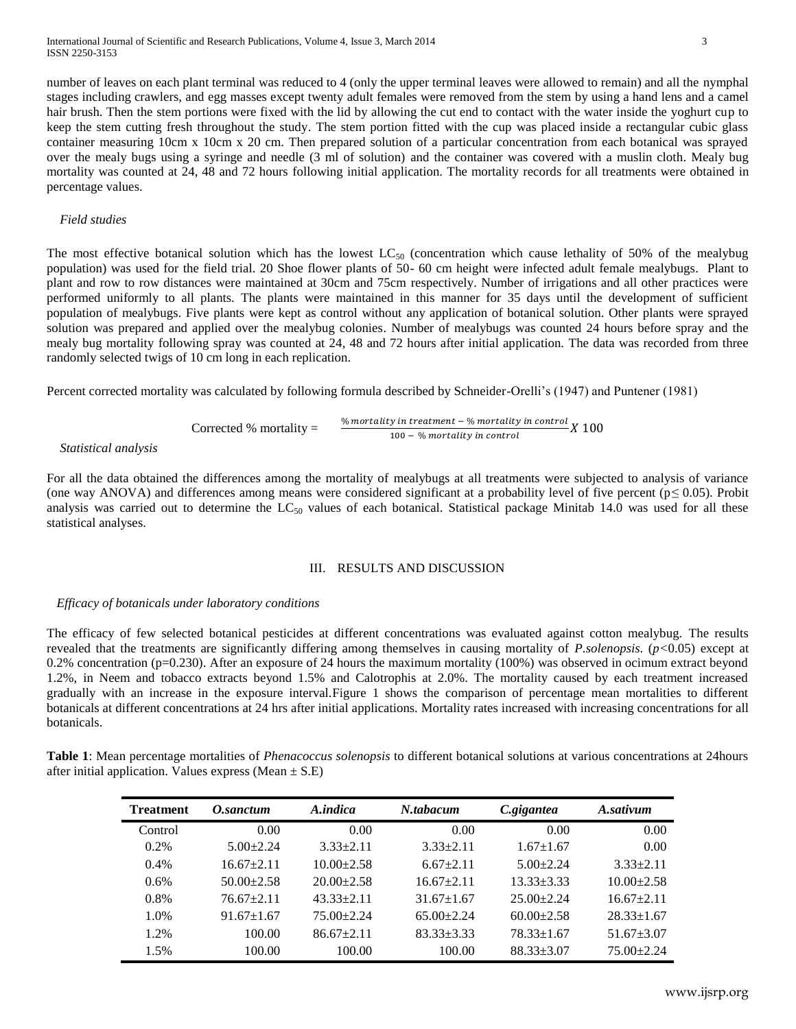number of leaves on each plant terminal was reduced to 4 (only the upper terminal leaves were allowed to remain) and all the nymphal stages including crawlers, and egg masses except twenty adult females were removed from the stem by using a hand lens and a camel hair brush. Then the stem portions were fixed with the lid by allowing the cut end to contact with the water inside the yoghurt cup to keep the stem cutting fresh throughout the study. The stem portion fitted with the cup was placed inside a rectangular cubic glass container measuring 10cm x 10cm x 20 cm. Then prepared solution of a particular concentration from each botanical was sprayed over the mealy bugs using a syringe and needle (3 ml of solution) and the container was covered with a muslin cloth. Mealy bug mortality was counted at 24, 48 and 72 hours following initial application. The mortality records for all treatments were obtained in percentage values.

### *Field studies*

The most effective botanical solution which has the lowest $LC_{50}$ (concentration which cause lethality of 50% of the mealybug population) was used for the field trial. 20 Shoe flower plants of 50- 60 cm height were infected adult female mealybugs. Plant to plant and row to row distances were maintained at 30cm and 75cm respectively. Number of irrigations and all other practices were performed uniformly to all plants. The plants were maintained in this manner for 35 days until the development of sufficient population of mealybugs. Five plants were kept as control without any application of botanical solution. Other plants were sprayed solution was prepared and applied over the mealybug colonies. Number of mealybugs was counted 24 hours before spray and the mealy bug mortality following spray was counted at 24, 48 and 72 hours after initial application. The data was recorded from three randomly selected twigs of 10 cm long in each replication.

Percent corrected mortality was calculated by following formula described by Schneider-Orelli's (1947) and Puntener (1981)

$$\text{Corrected \% mortality} = \frac{\%\ mortality\ in\ treatment - \%\ mortality\ in\ control}{100 - \%\ mortality\ in\ control} X\ 100$$

### *Statistical analysis*

For all the data obtained the differences among the mortality of mealybugs at all treatments were subjected to analysis of variance (one way ANOVA) and differences among means were considered significant at a probability level of five percent ($p \leq 0.05$). Probit analysis was carried out to determine the $LC_{50}$ values of each botanical. Statistical package Minitab 14.0 was used for all these statistical analyses.

## III. RESULTS AND DISCUSSION

### *Efficacy of botanicals under laboratory conditions*

The efficacy of few selected botanical pesticides at different concentrations was evaluated against cotton mealybug. The results revealed that the treatments are significantly differing among themselves in causing mortality of *P.solenopsis*. ($p<0.05$) except at 0.2% concentration ($p=0.230$). After an exposure of 24 hours the maximum mortality (100%) was observed in ocimum extract beyond 1.2%, in Neem and tobacco extracts beyond 1.5% and Calotrophis at 2.0%. The mortality caused by each treatment increased gradually with an increase in the exposure interval.Figure 1 shows the comparison of percentage mean mortalities to different botanicals at different concentrations at 24 hrs after initial applications. Mortality rates increased with increasing concentrations for all botanicals.

**Table 1**: Mean percentage mortalities of *Phenacoccus solenopsis* to different botanical solutions at various concentrations at 24hours after initial application. Values express (Mean ± S.E)

| Treatment | *O.sanctum* | *A.indica* | *N.tabacum* | *C.gigantea* | *A.sativum* |
|---|---|---|---|---|---|
| Control | 0.00 | 0.00 | 0.00 | 0.00 | 0.00 |
| 0.2% | 5.00±2.24 | 3.33±2.11 | 3.33±2.11 | 1.67±1.67 | 0.00 |
| 0.4% | 16.67±2.11 | 10.00±2.58 | 6.67±2.11 | 5.00±2.24 | 3.33±2.11 |
| 0.6% | 50.00±2.58 | 20.00±2.58 | 16.67±2.11 | 13.33±3.33 | 10.00±2.58 |
| 0.8% | 76.67±2.11 | 43.33±2.11 | 31.67±1.67 | 25.00±2.24 | 16.67±2.11 |
| 1.0% | 91.67±1.67 | 75.00±2.24 | 65.00±2.24 | 60.00±2.58 | 28.33±1.67 |
| 1.2% | 100.00 | 86.67±2.11 | 83.33±3.33 | 78.33±1.67 | 51.67±3.07 |
| 1.5% | 100.00 | 100.00 | 100.00 | 88.33±3.07 | 75.00±2.24 |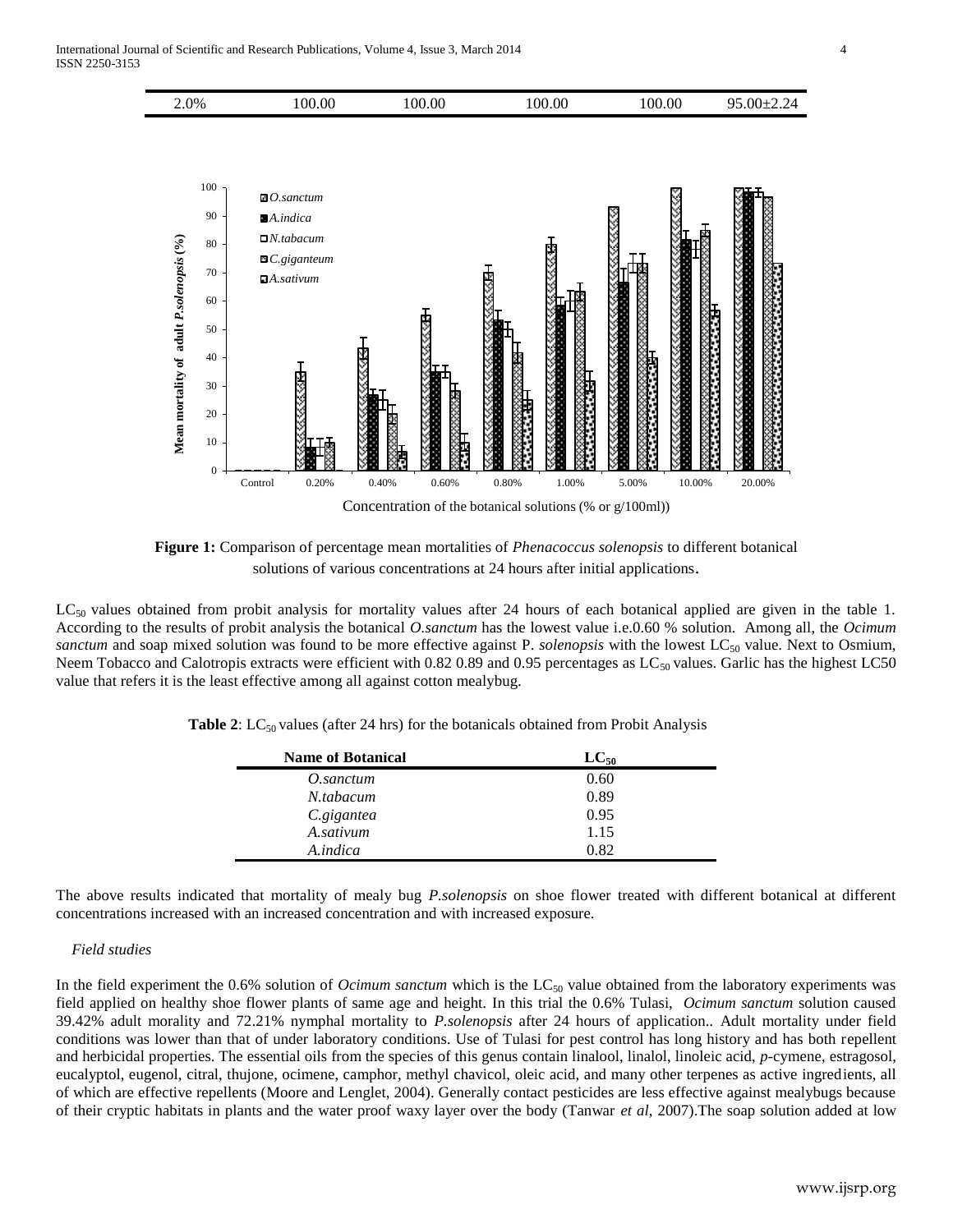| 2.0% | 100.00 | 100.00 | 100.00 | 100.00 | 95.00±2.24 |
|---|---|---|---|---|---|

**Figure 1:** Comparison of percentage mean mortalities of *Phenacoccus solenopsis* to different botanical solutions of various concentrations at 24 hours after initial applications.

$LC_{50}$ values obtained from probit analysis for mortality values after 24 hours of each botanical applied are given in the table 1. According to the results of probit analysis the botanical *O.sanctum* has the lowest value i.e.0.60 % solution. Among all, the *Ocimum sanctum* and soap mixed solution was found to be more effective against P. *solenopsis* with the lowest $LC_{50}$ value. Next to Osmium, Neem Tobacco and Calotropis extracts were efficient with 0.82 0.89 and 0.95 percentages as $LC_{50}$ values. Garlic has the highest LC50 value that refers it is the least effective among all against cotton mealybug.

**Table 2**: $LC_{50}$ values (after 24 hrs) for the botanicals obtained from Probit Analysis

| Name of Botanical | $LC_{50}$ |
|---|---|
| *O.sanctum* | 0.60 |
| *N.tabacum* | 0.89 |
| *C.gigantea* | 0.95 |
| *A.sativum* | 1.15 |
| *A.indica* | 0.82 |

The above results indicated that mortality of mealy bug *P.solenopsis* on shoe flower treated with different botanical at different concentrations increased with an increased concentration and with increased exposure.

*Field studies*

In the field experiment the 0.6% solution of *Ocimum sanctum* which is the $LC_{50}$ value obtained from the laboratory experiments was field applied on healthy shoe flower plants of same age and height. In this trial the 0.6% Tulasi, *Ocimum sanctum* solution caused 39.42% adult morality and 72.21% nymphal mortality to *P.solenopsis* after 24 hours of application.. Adult mortality under field conditions was lower than that of under laboratory conditions. Use of Tulasi for pest control has long history and has both repellent and herbicidal properties. The essential oils from the species of this genus contain linalool, linalol, linoleic acid, *p*-cymene, estragosol, eucalyptol, eugenol, citral, thujone, ocimene, camphor, methyl chavicol, oleic acid, and many other terpenes as active ingredients, all of which are effective repellents (Moore and Lenglet, 2004). Generally contact pesticides are less effective against mealybugs because of their cryptic habitats in plants and the water proof waxy layer over the body (Tanwar *et al*, 2007).The soap solution added at low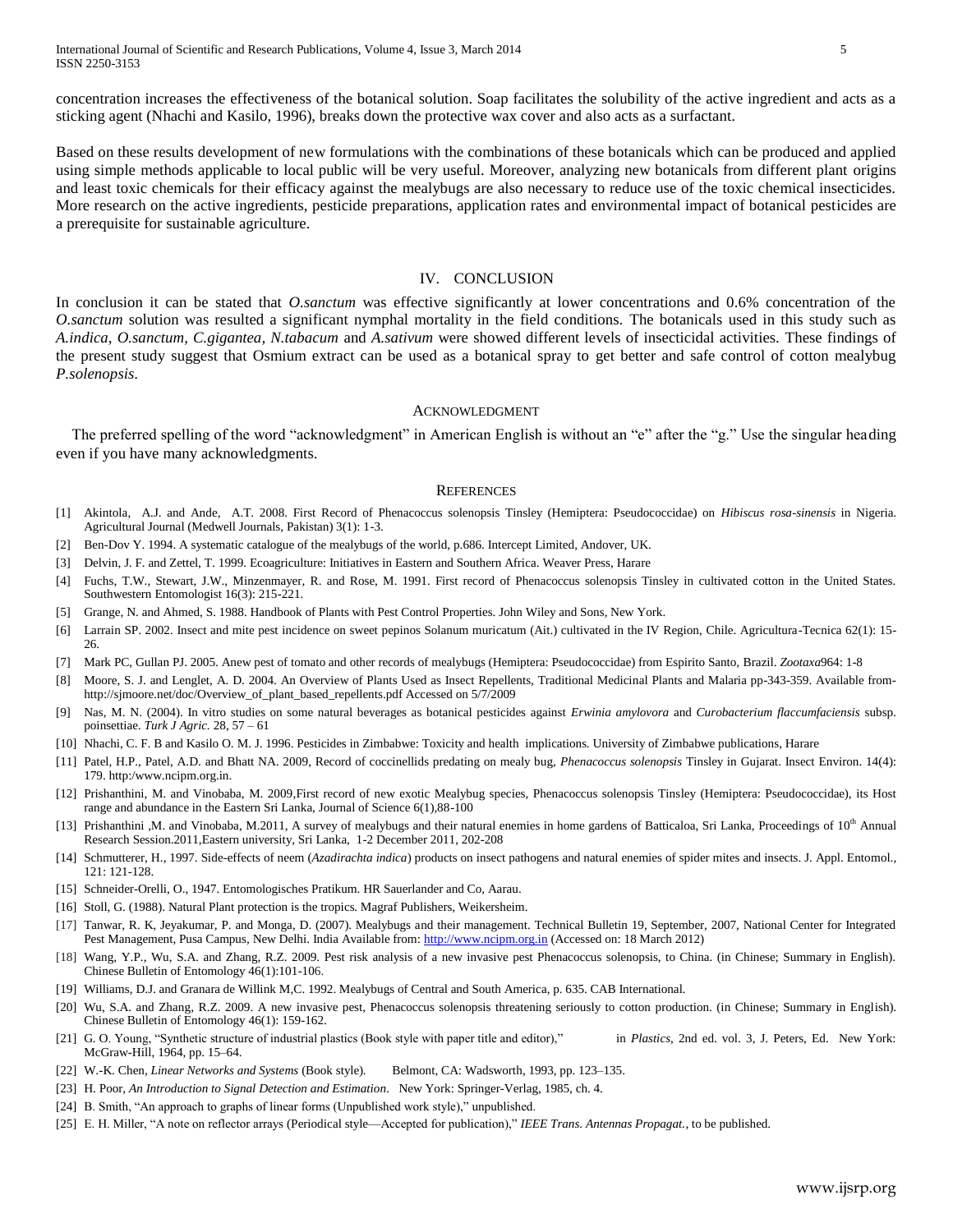concentration increases the effectiveness of the botanical solution. Soap facilitates the solubility of the active ingredient and acts as a sticking agent (Nhachi and Kasilo, 1996), breaks down the protective wax cover and also acts as a surfactant.

Based on these results development of new formulations with the combinations of these botanicals which can be produced and applied using simple methods applicable to local public will be very useful. Moreover, analyzing new botanicals from different plant origins and least toxic chemicals for their efficacy against the mealybugs are also necessary to reduce use of the toxic chemical insecticides. More research on the active ingredients, pesticide preparations, application rates and environmental impact of botanical pesticides are a prerequisite for sustainable agriculture.

## IV. CONCLUSION

In conclusion it can be stated that *O.sanctum* was effective significantly at lower concentrations and 0.6% concentration of the *O.sanctum* solution was resulted a significant nymphal mortality in the field conditions. The botanicals used in this study such as *A.indica, O.sanctum, C.gigantea, N.tabacum* and *A.sativum* were showed different levels of insecticidal activities. These findings of the present study suggest that Osmium extract can be used as a botanical spray to get better and safe control of cotton mealybug *P.solenopsis*.

## ACKNOWLEDGMENT

The preferred spelling of the word "acknowledgment" in American English is without an "e" after the "g." Use the singular heading even if you have many acknowledgments.

## REFERENCES

[1] Akintola, A.J. and Ande, A.T. 2008. First Record of Phenacoccus solenopsis Tinsley (Hemiptera: Pseudococcidae) on *Hibiscus rosa-sinensis* in Nigeria. Agricultural Journal (Medwell Journals, Pakistan) 3(1): 1-3.

[2] Ben-Dov Y. 1994. A systematic catalogue of the mealybugs of the world, p.686. Intercept Limited, Andover, UK.

[3] Delvin, J. F. and Zettel, T. 1999. Ecoagriculture: Initiatives in Eastern and Southern Africa. Weaver Press, Harare

[4] Fuchs, T.W., Stewart, J.W., Minzenmayer, R. and Rose, M. 1991. First record of Phenacoccus solenopsis Tinsley in cultivated cotton in the United States. Southwestern Entomologist 16(3): 215-221.

[5] Grange, N. and Ahmed, S. 1988. Handbook of Plants with Pest Control Properties. John Wiley and Sons, New York.

[6] Larrain SP. 2002. Insect and mite pest incidence on sweet pepinos Solanum muricatum (Ait.) cultivated in the IV Region, Chile. Agricultura-Tecnica 62(1): 15-26.

[7] Mark PC, Gullan PJ. 2005. Anew pest of tomato and other records of mealybugs (Hemiptera: Pseudococcidae) from Espirito Santo, Brazil. *Zootaxa*964: 1-8

[8] Moore, S. J. and Lenglet, A. D. 2004. An Overview of Plants Used as Insect Repellents, Traditional Medicinal Plants and Malaria pp-343-359. Available from-http://sjmoore.net/doc/Overview_of_plant_based_repellents.pdf Accessed on 5/7/2009

[9] Nas, M. N. (2004). In vitro studies on some natural beverages as botanical pesticides against *Erwinia amylovora* and *Curobacterium flaccumfaciensis* subsp. poinsettiae. *Turk J Agric.* 28, 57 – 61

[10] Nhachi, C. F. B and Kasilo O. M. J. 1996. Pesticides in Zimbabwe: Toxicity and health implications. University of Zimbabwe publications, Harare

[11] Patel, H.P., Patel, A.D. and Bhatt NA. 2009, Record of coccinellids predating on mealy bug, *Phenacoccus solenopsis* Tinsley in Gujarat. Insect Environ. 14(4): 179. http:/www.ncipm.org.in.

[12] Prishanthini, M. and Vinobaba, M. 2009,First record of new exotic Mealybug species, Phenacoccus solenopsis Tinsley (Hemiptera: Pseudococcidae), its Host range and abundance in the Eastern Sri Lanka, Journal of Science 6(1),88-100

[13] Prishanthini ,M. and Vinobaba, M.2011, A survey of mealybugs and their natural enemies in home gardens of Batticaloa, Sri Lanka, Proceedings of 10th Annual Research Session.2011,Eastern university, Sri Lanka, 1-2 December 2011, 202-208

[14] Schmutterer, H., 1997. Side-effects of neem (*Azadirachta indica*) products on insect pathogens and natural enemies of spider mites and insects. J. Appl. Entomol., 121: 121-128.

[15] Schneider-Orelli, O., 1947. Entomologisches Pratikum. HR Sauerlander and Co, Aarau.

[16] Stoll, G. (1988). Natural Plant protection is the tropics. Magraf Publishers, Weikersheim.

[17] Tanwar, R. K, Jeyakumar, P. and Monga, D. (2007). Mealybugs and their management. Technical Bulletin 19, September, 2007, National Center for Integrated Pest Management, Pusa Campus, New Delhi. India Available from: http://www.ncipm.org.in (Accessed on: 18 March 2012)

[18] Wang, Y.P., Wu, S.A. and Zhang, R.Z. 2009. Pest risk analysis of a new invasive pest Phenacoccus solenopsis, to China. (in Chinese; Summary in English). Chinese Bulletin of Entomology 46(1):101-106.

[19] Williams, D.J. and Granara de Willink M,C. 1992. Mealybugs of Central and South America, p. 635. CAB International.

[20] Wu, S.A. and Zhang, R.Z. 2009. A new invasive pest, Phenacoccus solenopsis threatening seriously to cotton production. (in Chinese; Summary in English). Chinese Bulletin of Entomology 46(1): 159-162.

[21] G. O. Young, "Synthetic structure of industrial plastics (Book style with paper title and editor)," in *Plastics*, 2nd ed. vol. 3, J. Peters, Ed. New York: McGraw-Hill, 1964, pp. 15–64.

[22] W.-K. Chen, *Linear Networks and Systems* (Book style). Belmont, CA: Wadsworth, 1993, pp. 123–135.

[23] H. Poor, *An Introduction to Signal Detection and Estimation*. New York: Springer-Verlag, 1985, ch. 4.

[24] B. Smith, "An approach to graphs of linear forms (Unpublished work style)," unpublished.

[25] E. H. Miller, "A note on reflector arrays (Periodical style—Accepted for publication)," *IEEE Trans. Antennas Propagat.*, to be published.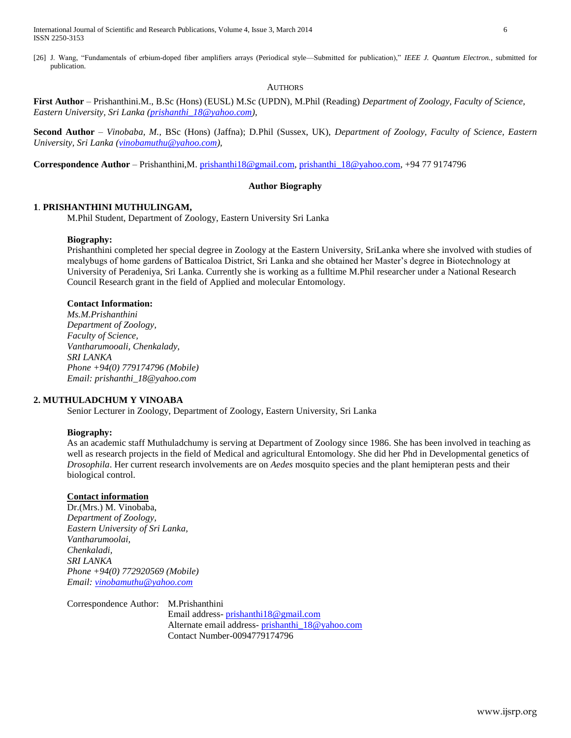[26] J. Wang, "Fundamentals of erbium-doped fiber amplifiers arrays (Periodical style—Submitted for publication)," *IEEE J. Quantum Electron.*, submitted for publication.

## AUTHORS

**First Author** – Prishanthini.M., B.Sc (Hons) (EUSL) M.Sc (UPDN), M.Phil (Reading) *Department of Zoology, Faculty of Science, Eastern University, Sri Lanka (prishanthi_18@yahoo.com),*

**Second Author** – *Vinobaba, M.,* BSc (Hons) (Jaffna); D.Phil (Sussex, UK), *Department of Zoology, Faculty of Science, Eastern University, Sri Lanka (vinobamuthu@yahoo.com),*

**Correspondence Author** – Prishanthini,M. prishanthi18@gmail.com, prishanthi_18@yahoo.com, +94 77 9174796

## Author Biography

### 1. PRISHANTHINI MUTHULINGAM,

M.Phil Student, Department of Zoology, Eastern University Sri Lanka

**Biography:**

Prishanthini completed her special degree in Zoology at the Eastern University, SriLanka where she involved with studies of mealybugs of home gardens of Batticaloa District, Sri Lanka and she obtained her Master's degree in Biotechnology at University of Peradeniya, Sri Lanka. Currently she is working as a fulltime M.Phil researcher under a National Research Council Research grant in the field of Applied and molecular Entomology.

**Contact Information:**

*Ms.M.Prishanthini*
*Department of Zoology,*
*Faculty of Science,*
*Vantharumooali, Chenkalady,*
*SRI LANKA*
*Phone +94(0) 779174796 (Mobile)*
*Email: prishanthi_18@yahoo.com*

### 2. MUTHULADCHUM Y VINOABA

Senior Lecturer in Zoology, Department of Zoology, Eastern University, Sri Lanka

**Biography:**

As an academic staff Muthuladchumy is serving at Department of Zoology since 1986. She has been involved in teaching as well as research projects in the field of Medical and agricultural Entomology. She did her Phd in Developmental genetics of *Drosophila*. Her current research involvements are on *Aedes* mosquito species and the plant hemipteran pests and their biological control.

**Contact information**

Dr.(Mrs.) M. Vinobaba,
*Department of Zoology,*
*Eastern University of Sri Lanka,*
*Vantharumoolai,*
*Chenkaladi,*
*SRI LANKA*
*Phone +94(0) 772920569 (Mobile)*
*Email: vinobamuthu@yahoo.com*

Correspondence Author: M.Prishanthini
Email address- prishanthi18@gmail.com
Alternate email address- prishanthi_18@yahoo.com
Contact Number-0094779174796